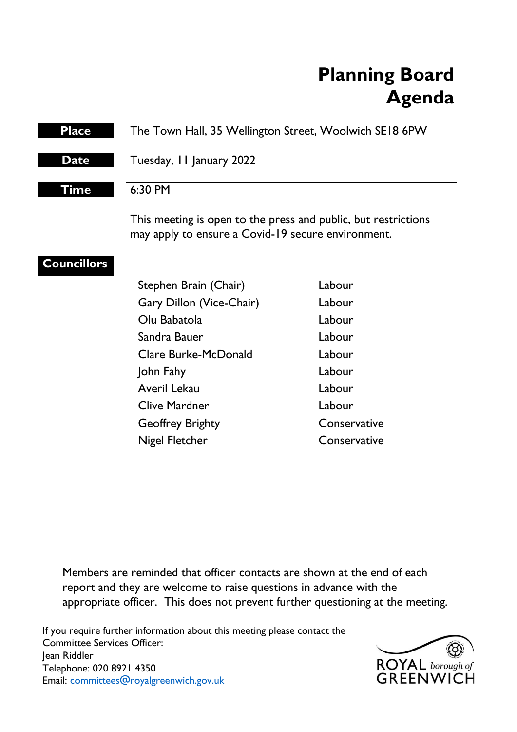# Planning Board Agenda

| | |
|---|---|
| **Place** | The Town Hall, 35 Wellington Street, Woolwich SE18 6PW |
| **Date** | Tuesday, 11 January 2022 |
| **Time** | 6:30 PM |

This meeting is open to the press and public, but restrictions may apply to ensure a Covid-19 secure environment.

**Councillors**

| | |
|---|---|
| Stephen Brain (Chair) | Labour |
| Gary Dillon (Vice-Chair) | Labour |
| Olu Babatola | Labour |
| Sandra Bauer | Labour |
| Clare Burke-McDonald | Labour |
| John Fahy | Labour |
| Averil Lekau | Labour |
| Clive Mardner | Labour |
| Geoffrey Brighty | Conservative |
| Nigel Fletcher | Conservative |

Members are reminded that officer contacts are shown at the end of each report and they are welcome to raise questions in advance with the appropriate officer. This does not prevent further questioning at the meeting.

If you require further information about this meeting please contact the Committee Services Officer:
Jean Riddler
Telephone: 020 8921 4350
Email: committees@royalgreenwich.gov.uk

ROYAL borough of GREENWICH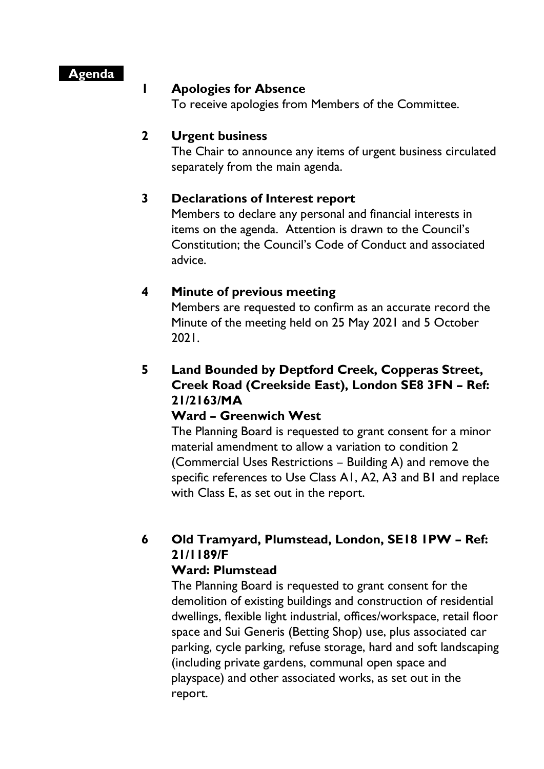**Agenda**

**1 Apologies for Absence**

To receive apologies from Members of the Committee.

**2 Urgent business**

The Chair to announce any items of urgent business circulated separately from the main agenda.

**3 Declarations of Interest report**

Members to declare any personal and financial interests in items on the agenda. Attention is drawn to the Council's Constitution; the Council's Code of Conduct and associated advice.

**4 Minute of previous meeting**

Members are requested to confirm as an accurate record the Minute of the meeting held on 25 May 2021 and 5 October 2021.

**5 Land Bounded by Deptford Creek, Copperas Street, Creek Road (Creekside East), London SE8 3FN – Ref: 21/2163/MA**

**Ward – Greenwich West**

The Planning Board is requested to grant consent for a minor material amendment to allow a variation to condition 2 (Commercial Uses Restrictions – Building A) and remove the specific references to Use Class A1, A2, A3 and B1 and replace with Class E, as set out in the report.

**6 Old Tramyard, Plumstead, London, SE18 1PW – Ref: 21/1189/F**

**Ward: Plumstead**

The Planning Board is requested to grant consent for the demolition of existing buildings and construction of residential dwellings, flexible light industrial, offices/workspace, retail floor space and Sui Generis (Betting Shop) use, plus associated car parking, cycle parking, refuse storage, hard and soft landscaping (including private gardens, communal open space and playspace) and other associated works, as set out in the report.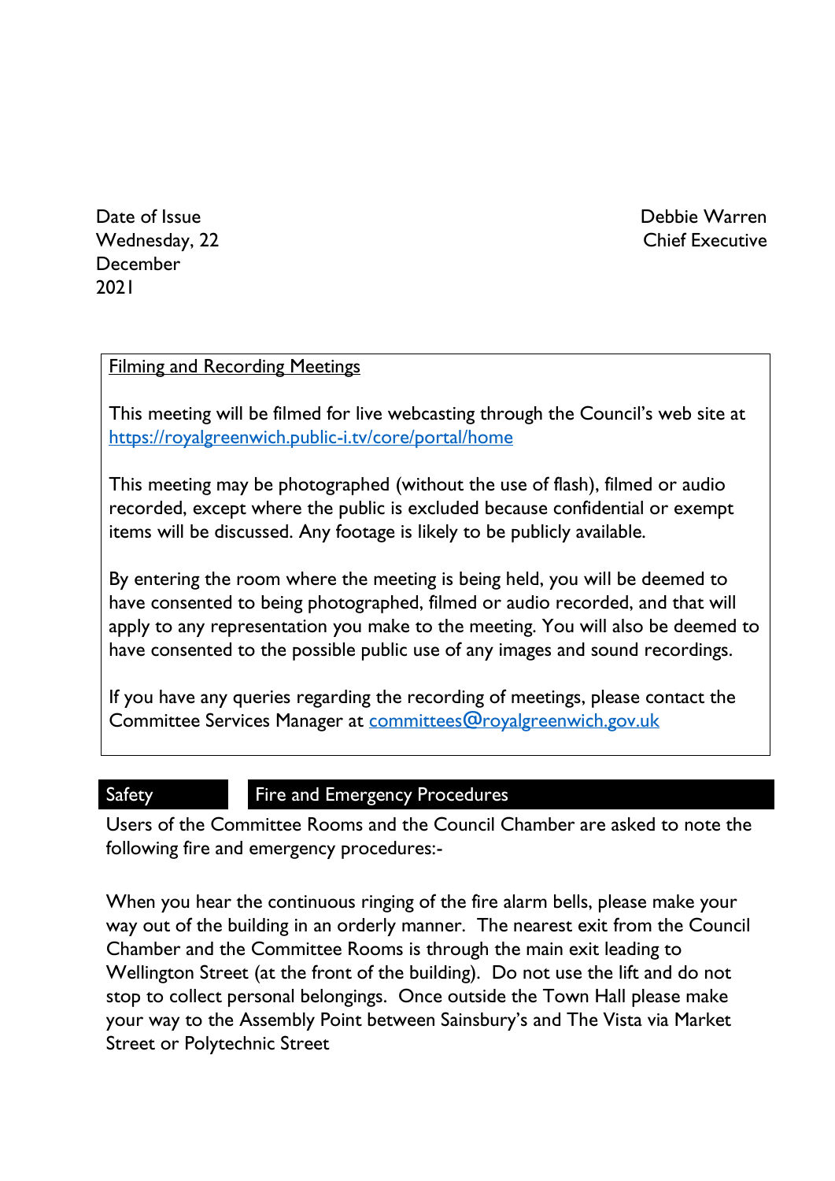Date of Issue
Wednesday, 22 December 2021

Debbie Warren
Chief Executive

**Filming and Recording Meetings**

This meeting will be filmed for live webcasting through the Council's web site at https://royalgreenwich.public-i.tv/core/portal/home

This meeting may be photographed (without the use of flash), filmed or audio recorded, except where the public is excluded because confidential or exempt items will be discussed. Any footage is likely to be publicly available.

By entering the room where the meeting is being held, you will be deemed to have consented to being photographed, filmed or audio recorded, and that will apply to any representation you make to the meeting. You will also be deemed to have consented to the possible public use of any images and sound recordings.

If you have any queries regarding the recording of meetings, please contact the Committee Services Manager at committees@royalgreenwich.gov.uk

## Safety — Fire and Emergency Procedures

Users of the Committee Rooms and the Council Chamber are asked to note the following fire and emergency procedures:-

When you hear the continuous ringing of the fire alarm bells, please make your way out of the building in an orderly manner. The nearest exit from the Council Chamber and the Committee Rooms is through the main exit leading to Wellington Street (at the front of the building). Do not use the lift and do not stop to collect personal belongings. Once outside the Town Hall please make your way to the Assembly Point between Sainsbury's and The Vista via Market Street or Polytechnic Street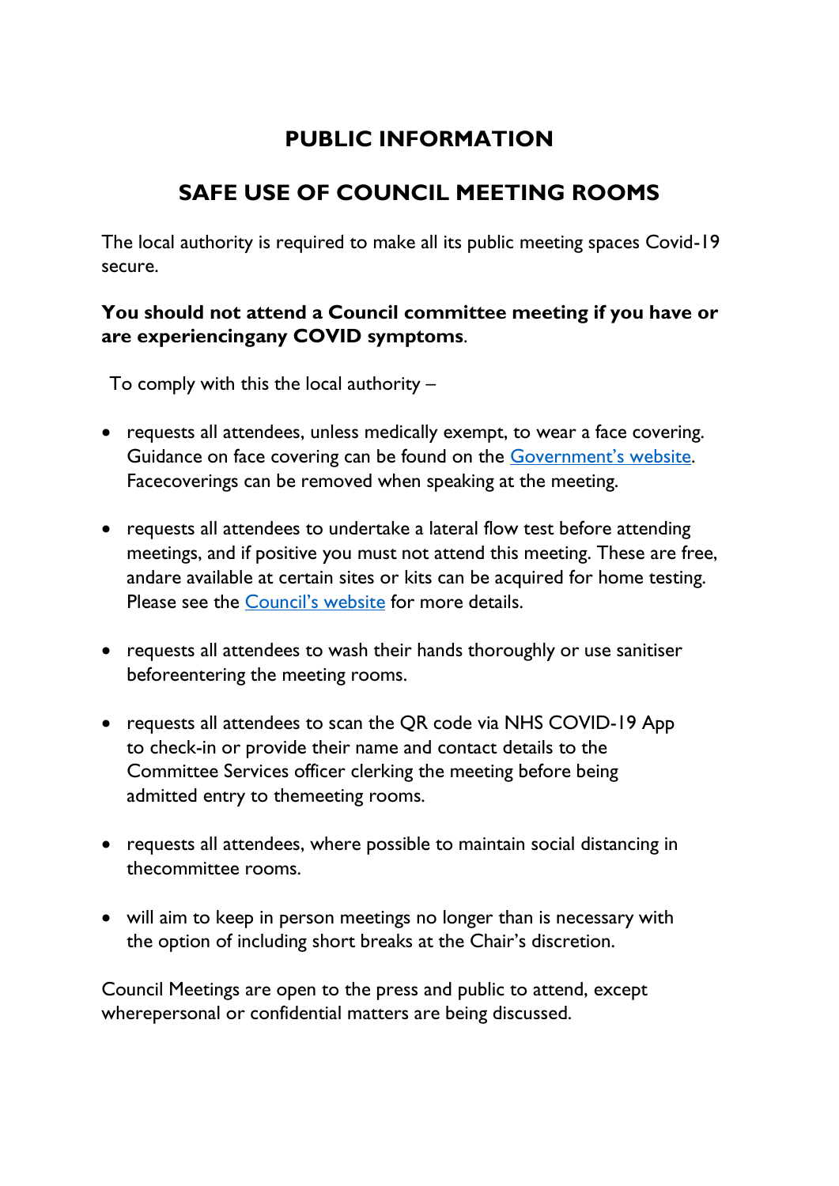# PUBLIC INFORMATION

# SAFE USE OF COUNCIL MEETING ROOMS

The local authority is required to make all its public meeting spaces Covid-19 secure.

**You should not attend a Council committee meeting if you have or are experiencingany COVID symptoms**.

To comply with this the local authority –

- requests all attendees, unless medically exempt, to wear a face covering. Guidance on face covering can be found on the [Government's website](). Facecoverings can be removed when speaking at the meeting.

- requests all attendees to undertake a lateral flow test before attending meetings, and if positive you must not attend this meeting. These are free, andare available at certain sites or kits can be acquired for home testing. Please see the [Council's website]() for more details.

- requests all attendees to wash their hands thoroughly or use sanitiser beforeentering the meeting rooms.

- requests all attendees to scan the QR code via NHS COVID-19 App to check-in or provide their name and contact details to the Committee Services officer clerking the meeting before being admitted entry to themeeting rooms.

- requests all attendees, where possible to maintain social distancing in thecommittee rooms.

- will aim to keep in person meetings no longer than is necessary with the option of including short breaks at the Chair's discretion.

Council Meetings are open to the press and public to attend, except wherepersonal or confidential matters are being discussed.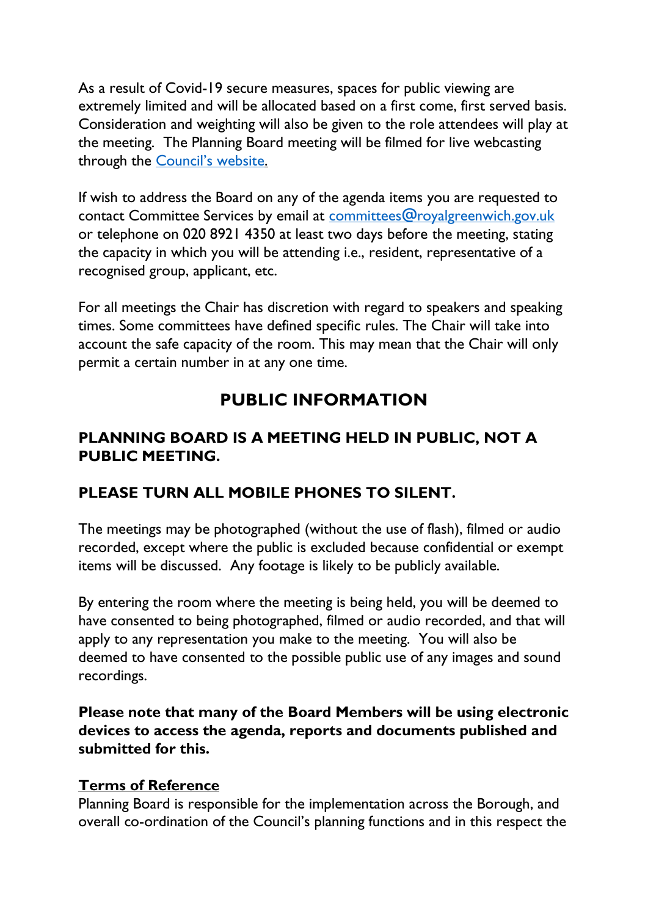As a result of Covid-19 secure measures, spaces for public viewing are extremely limited and will be allocated based on a first come, first served basis. Consideration and weighting will also be given to the role attendees will play at the meeting. The Planning Board meeting will be filmed for live webcasting through the [Council's website.](#)

If wish to address the Board on any of the agenda items you are requested to contact Committee Services by email at [committees@royalgreenwich.gov.uk](mailto:committees@royalgreenwich.gov.uk) or telephone on 020 8921 4350 at least two days before the meeting, stating the capacity in which you will be attending i.e., resident, representative of a recognised group, applicant, etc.

For all meetings the Chair has discretion with regard to speakers and speaking times. Some committees have defined specific rules. The Chair will take into account the safe capacity of the room. This may mean that the Chair will only permit a certain number in at any one time.

## PUBLIC INFORMATION

### PLANNING BOARD IS A MEETING HELD IN PUBLIC, NOT A PUBLIC MEETING.

### PLEASE TURN ALL MOBILE PHONES TO SILENT.

The meetings may be photographed (without the use of flash), filmed or audio recorded, except where the public is excluded because confidential or exempt items will be discussed. Any footage is likely to be publicly available.

By entering the room where the meeting is being held, you will be deemed to have consented to being photographed, filmed or audio recorded, and that will apply to any representation you make to the meeting. You will also be deemed to have consented to the possible public use of any images and sound recordings.

**Please note that many of the Board Members will be using electronic devices to access the agenda, reports and documents published and submitted for this.**

**Terms of Reference**
Planning Board is responsible for the implementation across the Borough, and overall co-ordination of the Council's planning functions and in this respect the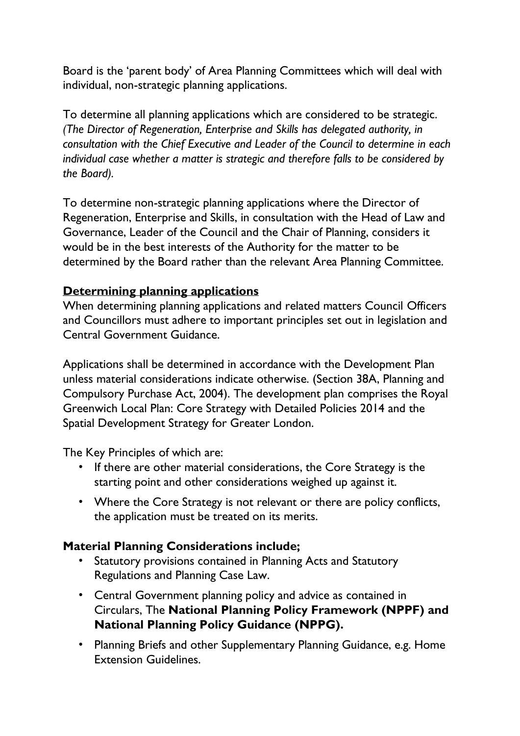Board is the 'parent body' of Area Planning Committees which will deal with individual, non-strategic planning applications.

To determine all planning applications which are considered to be strategic. *(The Director of Regeneration, Enterprise and Skills has delegated authority, in consultation with the Chief Executive and Leader of the Council to determine in each individual case whether a matter is strategic and therefore falls to be considered by the Board).*

To determine non-strategic planning applications where the Director of Regeneration, Enterprise and Skills, in consultation with the Head of Law and Governance, Leader of the Council and the Chair of Planning, considers it would be in the best interests of the Authority for the matter to be determined by the Board rather than the relevant Area Planning Committee.

## Determining planning applications

When determining planning applications and related matters Council Officers and Councillors must adhere to important principles set out in legislation and Central Government Guidance.

Applications shall be determined in accordance with the Development Plan unless material considerations indicate otherwise. (Section 38A, Planning and Compulsory Purchase Act, 2004). The development plan comprises the Royal Greenwich Local Plan: Core Strategy with Detailed Policies 2014 and the Spatial Development Strategy for Greater London.

The Key Principles of which are:

- If there are other material considerations, the Core Strategy is the starting point and other considerations weighed up against it.
- Where the Core Strategy is not relevant or there are policy conflicts, the application must be treated on its merits.

### Material Planning Considerations include;

- Statutory provisions contained in Planning Acts and Statutory Regulations and Planning Case Law.
- Central Government planning policy and advice as contained in Circulars, The **National Planning Policy Framework (NPPF) and National Planning Policy Guidance (NPPG).**
- Planning Briefs and other Supplementary Planning Guidance, e.g. Home Extension Guidelines.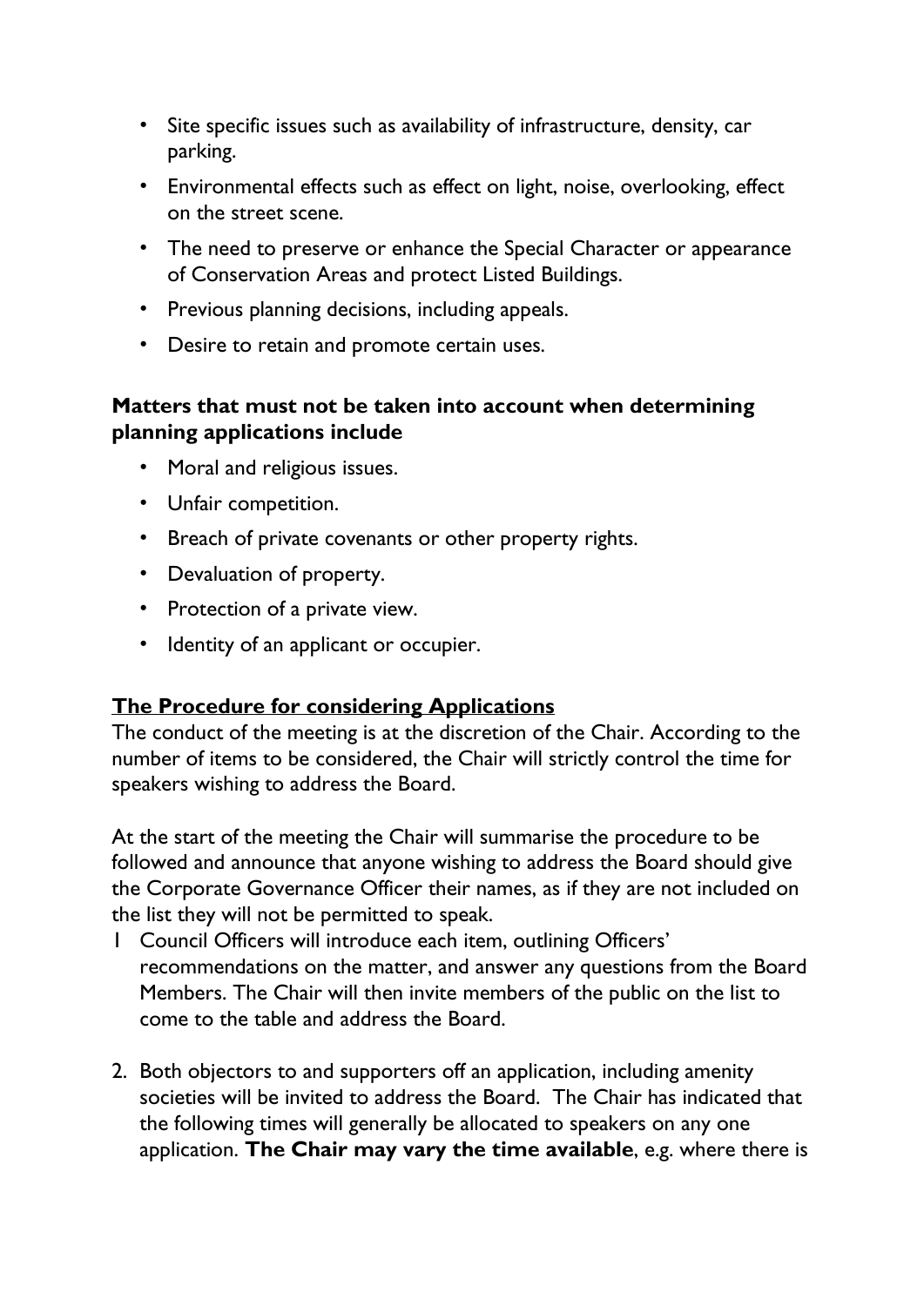- Site specific issues such as availability of infrastructure, density, car parking.
- Environmental effects such as effect on light, noise, overlooking, effect on the street scene.
- The need to preserve or enhance the Special Character or appearance of Conservation Areas and protect Listed Buildings.
- Previous planning decisions, including appeals.
- Desire to retain and promote certain uses.

**Matters that must not be taken into account when determining planning applications include**

- Moral and religious issues.
- Unfair competition.
- Breach of private covenants or other property rights.
- Devaluation of property.
- Protection of a private view.
- Identity of an applicant or occupier.

**<u>The Procedure for considering Applications</u>**

The conduct of the meeting is at the discretion of the Chair. According to the number of items to be considered, the Chair will strictly control the time for speakers wishing to address the Board.

At the start of the meeting the Chair will summarise the procedure to be followed and announce that anyone wishing to address the Board should give the Corporate Governance Officer their names, as if they are not included on the list they will not be permitted to speak.

1 Council Officers will introduce each item, outlining Officers' recommendations on the matter, and answer any questions from the Board Members. The Chair will then invite members of the public on the list to come to the table and address the Board.

2. Both objectors to and supporters off an application, including amenity societies will be invited to address the Board. The Chair has indicated that the following times will generally be allocated to speakers on any one application. **The Chair may vary the time available**, e.g. where there is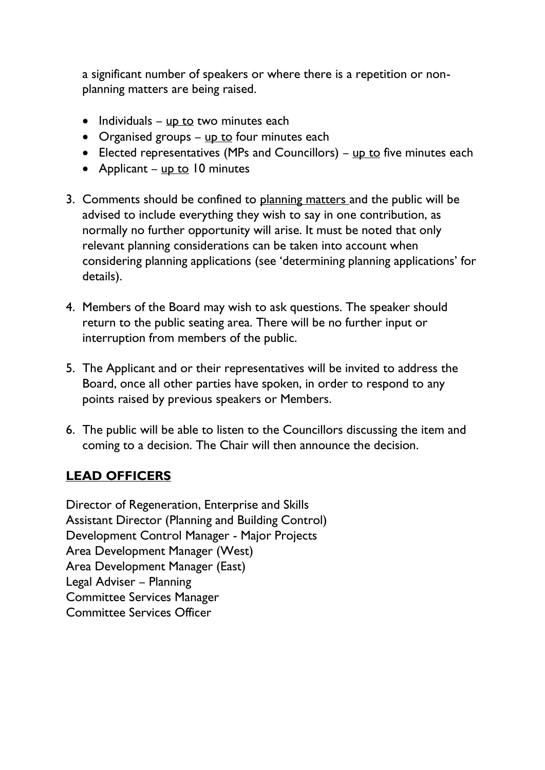a significant number of speakers or where there is a repetition or non-planning matters are being raised.

- Individuals – up to two minutes each
- Organised groups – up to four minutes each
- Elected representatives (MPs and Councillors) – up to five minutes each
- Applicant – up to 10 minutes

3. Comments should be confined to planning matters and the public will be advised to include everything they wish to say in one contribution, as normally no further opportunity will arise. It must be noted that only relevant planning considerations can be taken into account when considering planning applications (see 'determining planning applications' for details).

4. Members of the Board may wish to ask questions. The speaker should return to the public seating area. There will be no further input or interruption from members of the public.

5. The Applicant and or their representatives will be invited to address the Board, once all other parties have spoken, in order to respond to any points raised by previous speakers or Members.

6. The public will be able to listen to the Councillors discussing the item and coming to a decision. The Chair will then announce the decision.

## LEAD OFFICERS

Director of Regeneration, Enterprise and Skills
Assistant Director (Planning and Building Control)
Development Control Manager - Major Projects
Area Development Manager (West)
Area Development Manager (East)
Legal Adviser – Planning
Committee Services Manager
Committee Services Officer